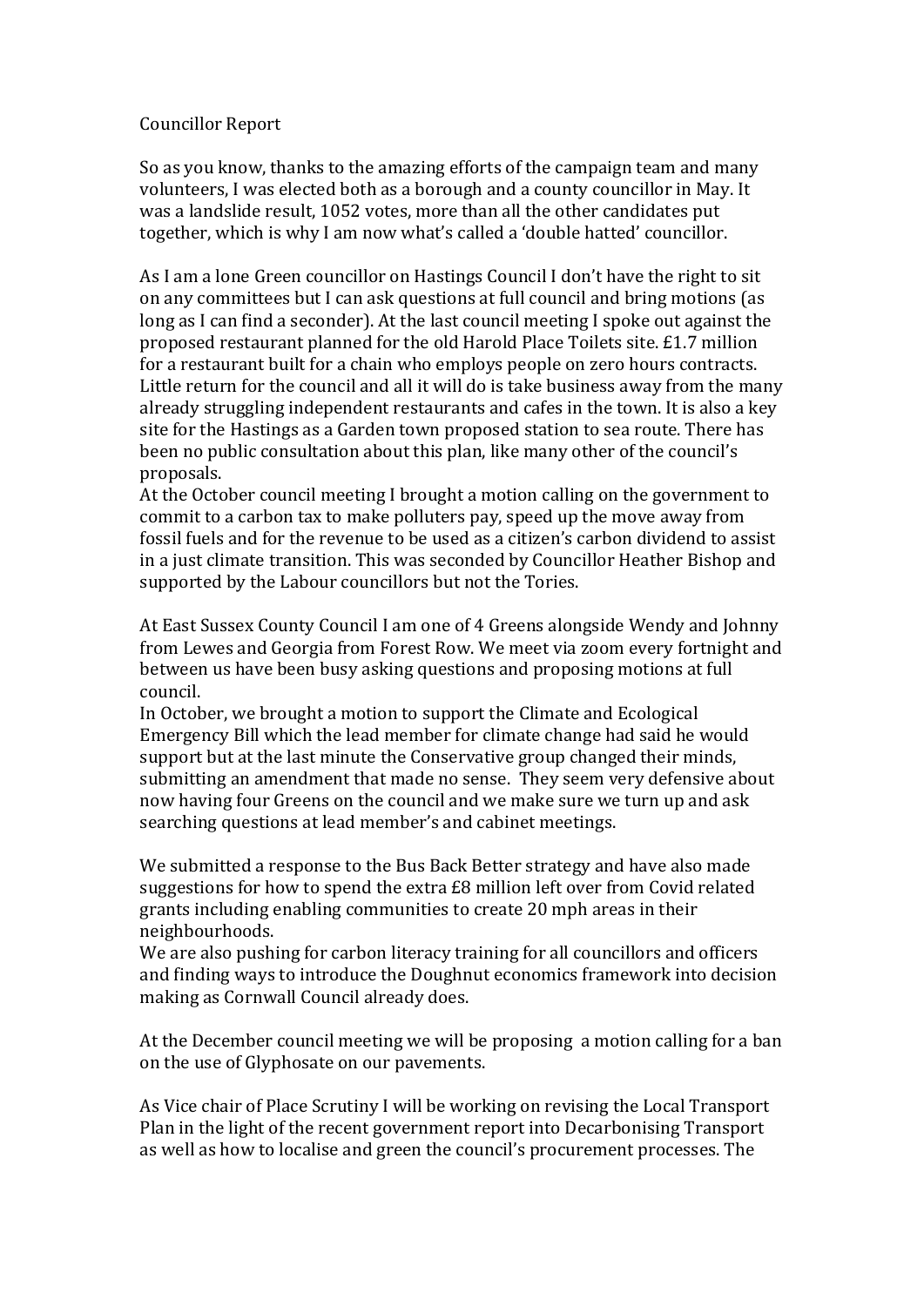# Councillor Report

So as you know, thanks to the amazing efforts of the campaign team and many volunteers, I was elected both as a borough and a county councillor in May. It was a landslide result, 1052 votes, more than all the other candidates put together, which is why I am now what's called a 'double hatted' councillor.

As I am a lone Green councillor on Hastings Council I don't have the right to sit on any committees but I can ask questions at full council and bring motions (as long as I can find a seconder). At the last council meeting I spoke out against the proposed restaurant planned for the old Harold Place Toilets site. £1.7 million for a restaurant built for a chain who employs people on zero hours contracts. Little return for the council and all it will do is take business away from the many already struggling independent restaurants and cafes in the town. It is also a key site for the Hastings as a Garden town proposed station to sea route. There has been no public consultation about this plan, like many other of the council's proposals.

At the October council meeting I brought a motion calling on the government to commit to a carbon tax to make polluters pay, speed up the move away from fossil fuels and for the revenue to be used as a citizen's carbon dividend to assist in a just climate transition. This was seconded by Councillor Heather Bishop and supported by the Labour councillors but not the Tories.

At East Sussex County Council I am one of 4 Greens alongside Wendy and Johnny from Lewes and Georgia from Forest Row. We meet via zoom every fortnight and between us have been busy asking questions and proposing motions at full council.

In October, we brought a motion to support the Climate and Ecological Emergency Bill which the lead member for climate change had said he would support but at the last minute the Conservative group changed their minds, submitting an amendment that made no sense. They seem very defensive about now having four Greens on the council and we make sure we turn up and ask searching questions at lead member's and cabinet meetings.

We submitted a response to the Bus Back Better strategy and have also made suggestions for how to spend the extra £8 million left over from Covid related grants including enabling communities to create 20 mph areas in their neighbourhoods.

We are also pushing for carbon literacy training for all councillors and officers and finding ways to introduce the Doughnut economics framework into decision making as Cornwall Council already does.

At the December council meeting we will be proposing a motion calling for a ban on the use of Glyphosate on our pavements.

As Vice chair of Place Scrutiny I will be working on revising the Local Transport Plan in the light of the recent government report into Decarbonising Transport as well as how to localise and green the council's procurement processes. The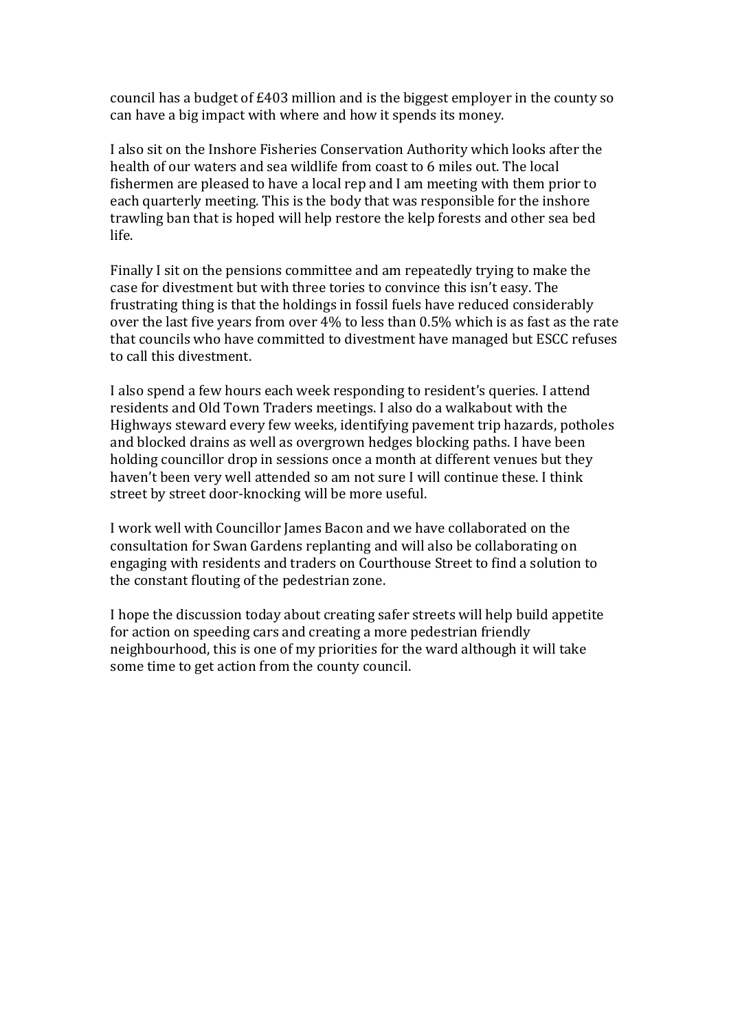council has a budget of £403 million and is the biggest employer in the county so can have a big impact with where and how it spends its money.

I also sit on the Inshore Fisheries Conservation Authority which looks after the health of our waters and sea wildlife from coast to 6 miles out. The local fishermen are pleased to have a local rep and I am meeting with them prior to each quarterly meeting. This is the body that was responsible for the inshore trawling ban that is hoped will help restore the kelp forests and other sea bed life.

Finally I sit on the pensions committee and am repeatedly trying to make the case for divestment but with three tories to convince this isn't easy. The frustrating thing is that the holdings in fossil fuels have reduced considerably over the last five years from over 4% to less than 0.5% which is as fast as the rate that councils who have committed to divestment have managed but ESCC refuses to call this divestment.

I also spend a few hours each week responding to resident's queries. I attend residents and Old Town Traders meetings. I also do a walkabout with the Highways steward every few weeks, identifying pavement trip hazards, potholes and blocked drains as well as overgrown hedges blocking paths. I have been holding councillor drop in sessions once a month at different venues but they haven't been very well attended so am not sure I will continue these. I think street by street door-knocking will be more useful.

I work well with Councillor James Bacon and we have collaborated on the consultation for Swan Gardens replanting and will also be collaborating on engaging with residents and traders on Courthouse Street to find a solution to the constant flouting of the pedestrian zone.

I hope the discussion today about creating safer streets will help build appetite for action on speeding cars and creating a more pedestrian friendly neighbourhood, this is one of my priorities for the ward although it will take some time to get action from the county council.